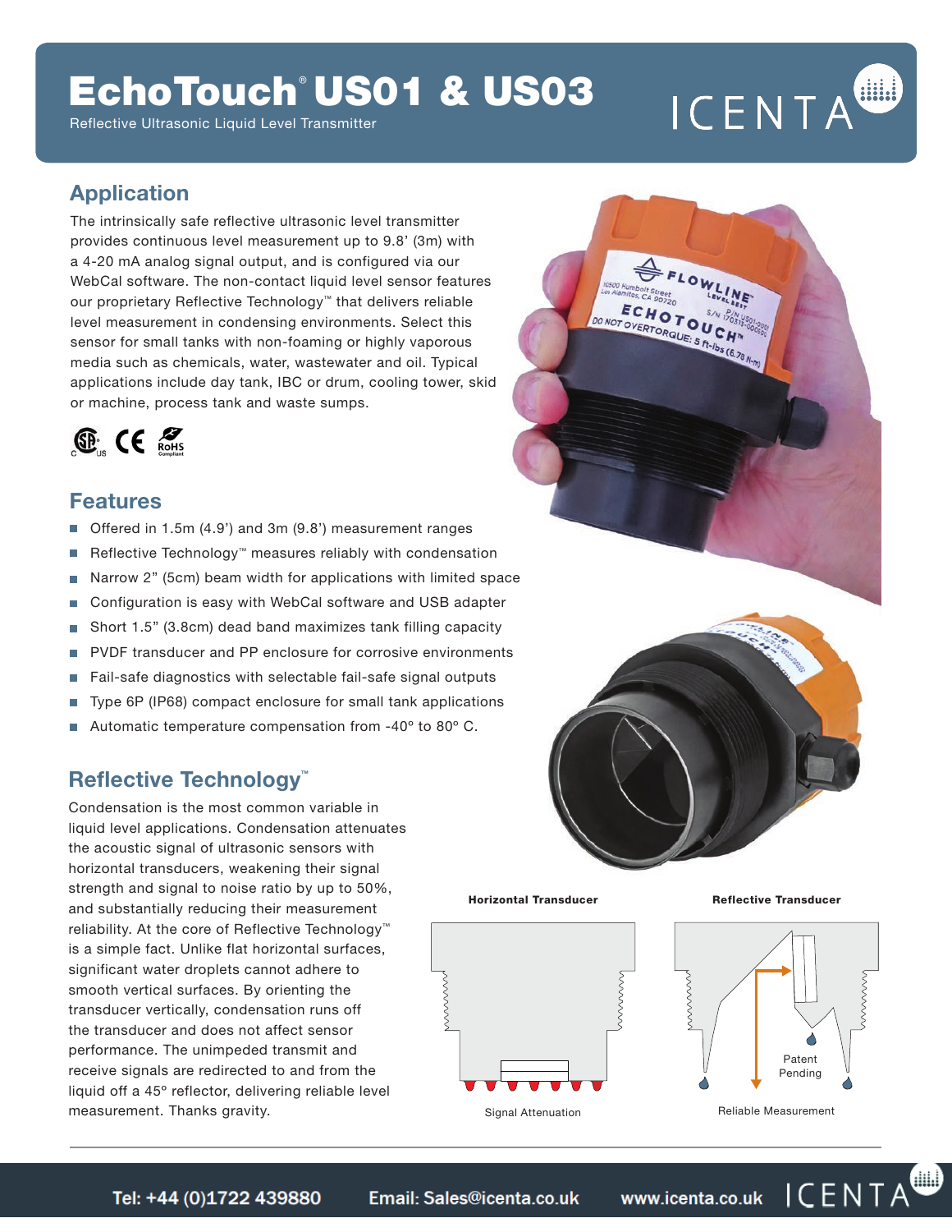# EchoTouch® US01 & US03

Reflective Ultrasonic Liquid Level Transmitter

## Application

The intrinsically safe reflective ultrasonic level transmitter provides continuous level measurement up to 9.8' (3m) with a 4-20 mA analog signal output, and is configured via our WebCal software. The non-contact liquid level sensor features our proprietary Reflective Technology™ that delivers reliable level measurement in condensing environments. Select this sensor for small tanks with non-foaming or highly vaporous media such as chemicals, water, wastewater and oil. Typical applications include day tank, IBC or drum, cooling tower, skid or machine, process tank and waste sumps.

## Features

- Offered in 1.5m (4.9') and 3m (9.8') measurement ranges
- Reflective Technology™ measures reliably with condensation
- Narrow 2" (5cm) beam width for applications with limited space
- Configuration is easy with WebCal software and USB adapter
- Short 1.5" (3.8cm) dead band maximizes tank filling capacity
- PVDF transducer and PP enclosure for corrosive environments
- Fail-safe diagnostics with selectable fail-safe signal outputs
- Type 6P (IP68) compact enclosure for small tank applications
- Automatic temperature compensation from -40° to 80° C.

## Reflective Technology™

Condensation is the most common variable in liquid level applications. Condensation attenuates the acoustic signal of ultrasonic sensors with horizontal transducers, weakening their signal strength and signal to noise ratio by up to 50%, and substantially reducing their measurement reliability. At the core of Reflective Technology™ is a simple fact. Unlike flat horizontal surfaces, significant water droplets cannot adhere to smooth vertical surfaces. By orienting the transducer vertically, condensation runs off the transducer and does not affect sensor performance. The unimpeded transmit and receive signals are redirected to and from the liquid off a 45° reflector, delivering reliable level measurement. Thanks gravity.

**Horizontal Transducer**

Signal Attenuation

**Reflective Transducer**

Patent Pending

Reliable Measurement

Tel: +44 (0)1722 439880 Email: Sales@icenta.co.uk www.icenta.co.uk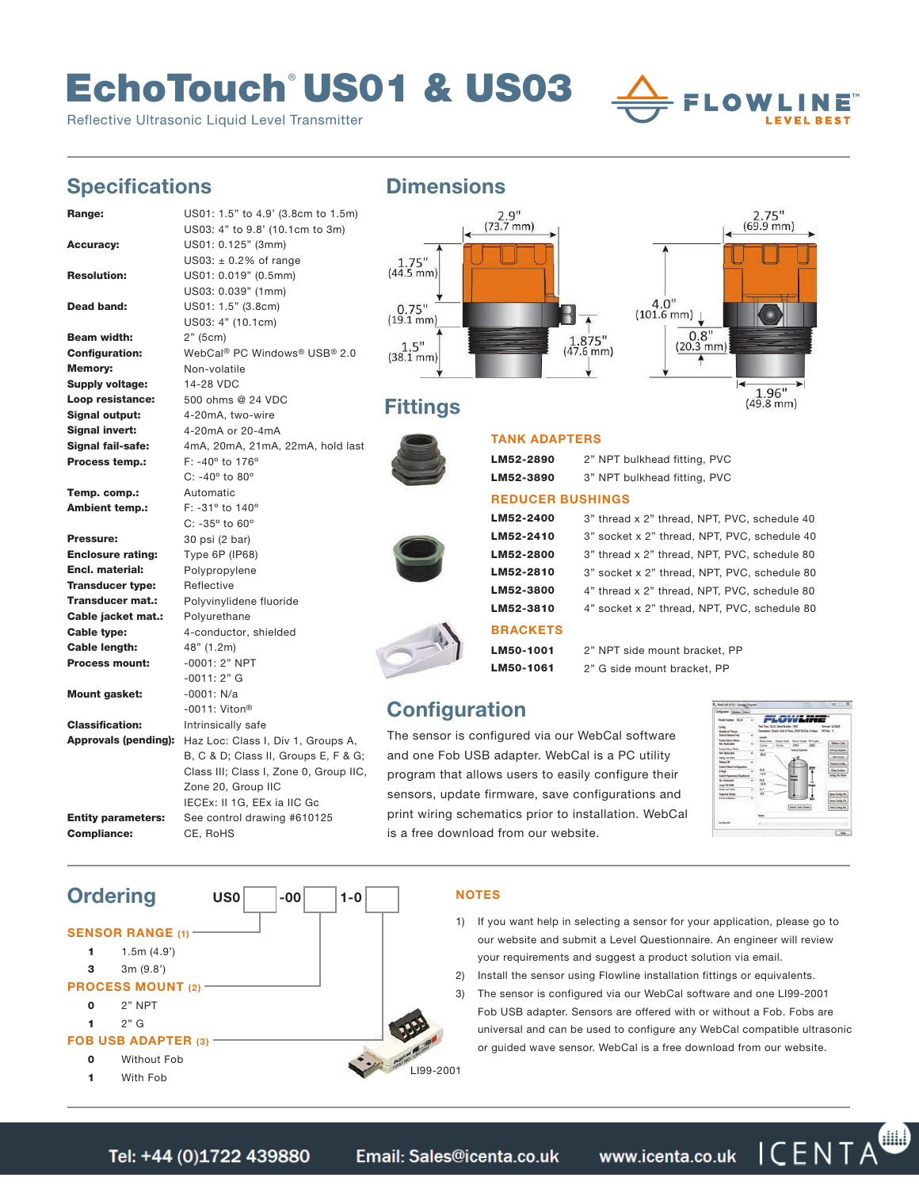# EchoTouch® US01 & US03

Reflective Ultrasonic Liquid Level Transmitter

FLOWLINE™ LEVEL BEST

## Specifications

| | |
|---|---|
| **Range:** | US01: 1.5" to 4.9' (3.8cm to 1.5m) |
| | US03: 4" to 9.8' (10.1cm to 3m) |
| **Accuracy:** | US01: 0.125" (3mm) |
| | US03: ± 0.2% of range |
| **Resolution:** | US01: 0.019" (0.5mm) |
| | US03: 0.039" (1mm) |
| **Dead band:** | US01: 1.5" (3.8cm) |
| | US03: 4" (10.1cm) |
| **Beam width:** | 2" (5cm) |
| **Configuration:** | WebCal® PC Windows® USB® 2.0 |
| **Memory:** | Non-volatile |
| **Supply voltage:** | 14-28 VDC |
| **Loop resistance:** | 500 ohms @ 24 VDC |
| **Signal output:** | 4-20mA, two-wire |
| **Signal invert:** | 4-20mA or 20-4mA |
| **Signal fail-safe:** | 4mA, 20mA, 21mA, 22mA, hold last |
| **Process temp.:** | F: -40° to 176° |
| | C: -40° to 80° |
| **Temp. comp.:** | Automatic |
| **Ambient temp.:** | F: -31° to 140° |
| | C: -35° to 60° |
| **Pressure:** | 30 psi (2 bar) |
| **Enclosure rating:** | Type 6P (IP68) |
| **Encl. material:** | Polypropylene |
| **Transducer type:** | Reflective |
| **Transducer mat.:** | Polyvinylidene fluoride |
| **Cable jacket mat.:** | Polyurethane |
| **Cable type:** | 4-conductor, shielded |
| **Cable length:** | 48" (1.2m) |
| **Process mount:** | -0001: 2" NPT |
| | -0011: 2" G |
| **Mount gasket:** | -0001: N/a |
| | -0011: Viton® |
| **Classification:** | Intrinsically safe |
| **Approvals (pending):** | Haz Loc: Class I, Div 1, Groups A, B, C & D; Class II, Groups E, F & G; Class III; Class I, Zone 0, Group IIC, Zone 20, Group IIC |
| | IECEx: II 1G, EEx ia IIC Gc |
| **Entity parameters:** | See control drawing #610125 |
| **Compliance:** | CE, RoHS |

## Dimensions

2.9" (73.7 mm)

1.75" (44.5 mm)

0.75" (19.1 mm)

1.5" (38.1 mm)

1.875" (47.6 mm)

2.75" (69.9 mm)

4.0" (101.6 mm)

0.8" (20.3 mm)

1.96" (49.8 mm)

## Fittings

**TANK ADAPTERS**

| | |
|---|---|
| **LM52-2890** | 2" NPT bulkhead fitting, PVC |
| **LM52-3890** | 3" NPT bulkhead fitting, PVC |

**REDUCER BUSHINGS**

| | |
|---|---|
| **LM52-2400** | 3" thread x 2" thread, NPT, PVC, schedule 40 |
| **LM52-2410** | 3" socket x 2" thread, NPT, PVC, schedule 40 |
| **LM52-2800** | 3" thread x 2" thread, NPT, PVC, schedule 80 |
| **LM52-2810** | 3" socket x 2" thread, NPT, PVC, schedule 80 |
| **LM52-3800** | 4" thread x 2" thread, NPT, PVC, schedule 80 |
| **LM52-3810** | 4" socket x 2" thread, NPT, PVC, schedule 80 |

**BRACKETS**

| | |
|---|---|
| **LM50-1001** | 2" NPT side mount bracket, PP |
| **LM50-1061** | 2" G side mount bracket, PP |

## Configuration

The sensor is configured via our WebCal software and one Fob USB adapter. WebCal is a PC utility program that allows users to easily configure their sensors, update firmware, save configurations and print wiring schematics prior to installation. WebCal is a free download from our website.

## Ordering

**US0** [ ] **-00** [ ] **1-0** [ ]

**SENSOR RANGE (1)**

- **1** 1.5m (4.9')
- **3** 3m (9.8')

**PROCESS MOUNT (2)**

- **0** 2" NPT
- **1** 2" G

**FOB USB ADAPTER (3)**

- **0** Without Fob
- **1** With Fob

LI99-2001

### NOTES

1) If you want help in selecting a sensor for your application, please go to our website and submit a Level Questionnaire. An engineer will review your requirements and suggest a product solution via email.
2) Install the sensor using Flowline installation fittings or equivalents.
3) The sensor is configured via our WebCal software and one LI99-2001 Fob USB adapter. Sensors are offered with or without a Fob. Fobs are universal and can be used to configure any WebCal compatible ultrasonic or guided wave sensor. WebCal is a free download from our website.

Tel: +44 (0)1722 439880 Email: Sales@icenta.co.uk www.icenta.co.uk ICENTA